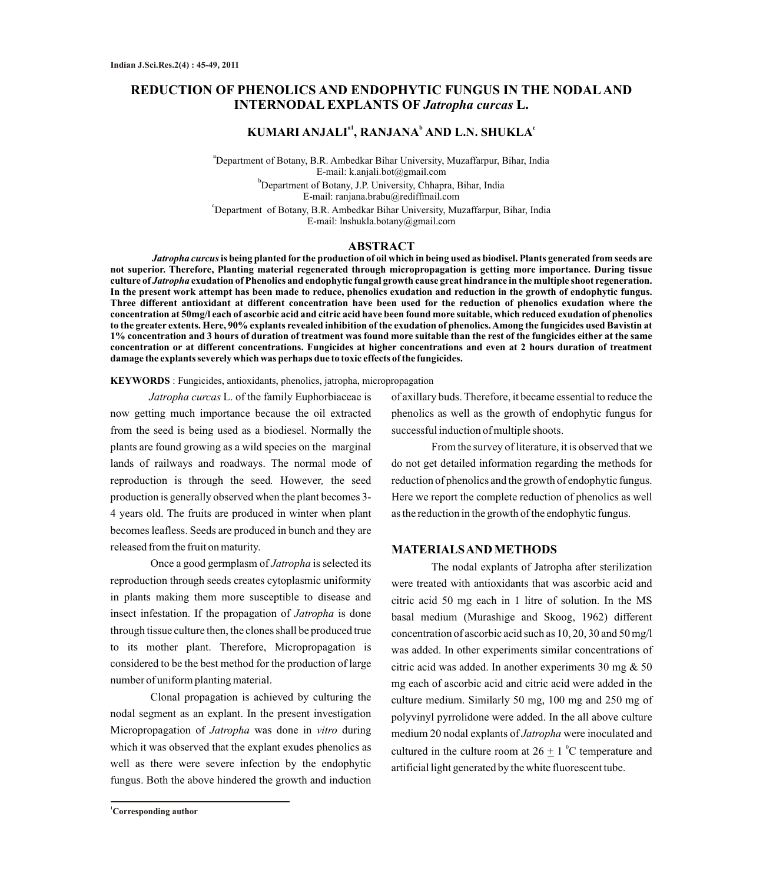# REDUCTION OF PHENOLICS AND ENDOPHYTIC FUNGUS IN THE NODAL AND INTERNODAL EXPLANTS OF *Jatropha curcas* L.

**KUMARI ANJALI[a1], RANJANA[b] AND L.N. SHUKLA[c]**

[a]Department of Botany, B.R. Ambedkar Bihar University, Muzaffarpur, Bihar, India
E-mail: k.anjali.bot@gmail.com

[b]Department of Botany, J.P. University, Chhapra, Bihar, India
E-mail: ranjana.brabu@rediffmail.com

[c]Department of Botany, B.R. Ambedkar Bihar University, Muzaffarpur, Bihar, India
E-mail: lnshukla.botany@gmail.com

## ABSTRACT

***Jatropha curcus* is being planted for the production of oil which in being used as biodiesel. Plants generated from seeds are not superior. Therefore, Planting material regenerated through micropropagation is getting more importance. During tissue culture of *Jatropha* exudation of Phenolics and endophytic fungal growth cause great hindrance in the multiple shoot regeneration. In the present work attempt has been made to reduce, phenolics exudation and reduction in the growth of endophytic fungus. Three different antioxidant at different concentration have been used for the reduction of phenolics exudation where the concentration at 50mg/l each of ascorbic acid and citric acid have been found more suitable, which reduced exudation of phenolics to the greater extents. Here, 90% explants revealed inhibition of the exudation of phenolics. Among the fungicides used Bavistin at 1% concentration and 3 hours of duration of treatment was found more suitable than the rest of the fungicides either at the same concentration or at different concentrations. Fungicides at higher concentrations and even at 2 hours duration of treatment damage the explants severely which was perhaps due to toxic effects of the fungicides.**

**KEYWORDS** : Fungicides, antioxidants, phenolics, jatropha, micropropagation

*Jatropha curcas* L. of the family Euphorbiaceae is now getting much importance because the oil extracted from the seed is being used as a biodiesel. Normally the plants are found growing as a wild species on the marginal lands of railways and roadways. The normal mode of reproduction is through the seed. However, the seed production is generally observed when the plant becomes 3-4 years old. The fruits are produced in winter when plant becomes leafless. Seeds are produced in bunch and they are released from the fruit on maturity.

Once a good germplasm of *Jatropha* is selected its reproduction through seeds creates cytoplasmic uniformity in plants making them more susceptible to disease and insect infestation. If the propagation of *Jatropha* is done through tissue culture then, the clones shall be produced true to its mother plant. Therefore, Micropropagation is considered to be the best method for the production of large number of uniform planting material.

Clonal propagation is achieved by culturing the nodal segment as an explant. In the present investigation Micropropagation of *Jatropha* was done in *vitro* during which it was observed that the explant exudes phenolics as well as there were severe infection by the endophytic fungus. Both the above hindered the growth and induction of axillary buds. Therefore, it became essential to reduce the phenolics as well as the growth of endophytic fungus for successful induction of multiple shoots.

From the survey of literature, it is observed that we do not get detailed information regarding the methods for reduction of phenolics and the growth of endophytic fungus. Here we report the complete reduction of phenolics as well as the reduction in the growth of the endophytic fungus.

## MATERIALS AND METHODS

The nodal explants of Jatropha after sterilization were treated with antioxidants that was ascorbic acid and citric acid 50 mg each in 1 litre of solution. In the MS basal medium (Murashige and Skoog, 1962) different concentration of ascorbic acid such as 10, 20, 30 and 50 mg/l was added. In other experiments similar concentrations of citric acid was added. In another experiments 30 mg & 50 mg each of ascorbic acid and citric acid were added in the culture medium. Similarly 50 mg, 100 mg and 250 mg of polyvinyl pyrrolidone were added. In the all above culture medium 20 nodal explants of *Jatropha* were inoculated and cultured in the culture room at 26 $\pm$ 1 $^{0}$C temperature and artificial light generated by the white fluorescent tube.

[1]Corresponding author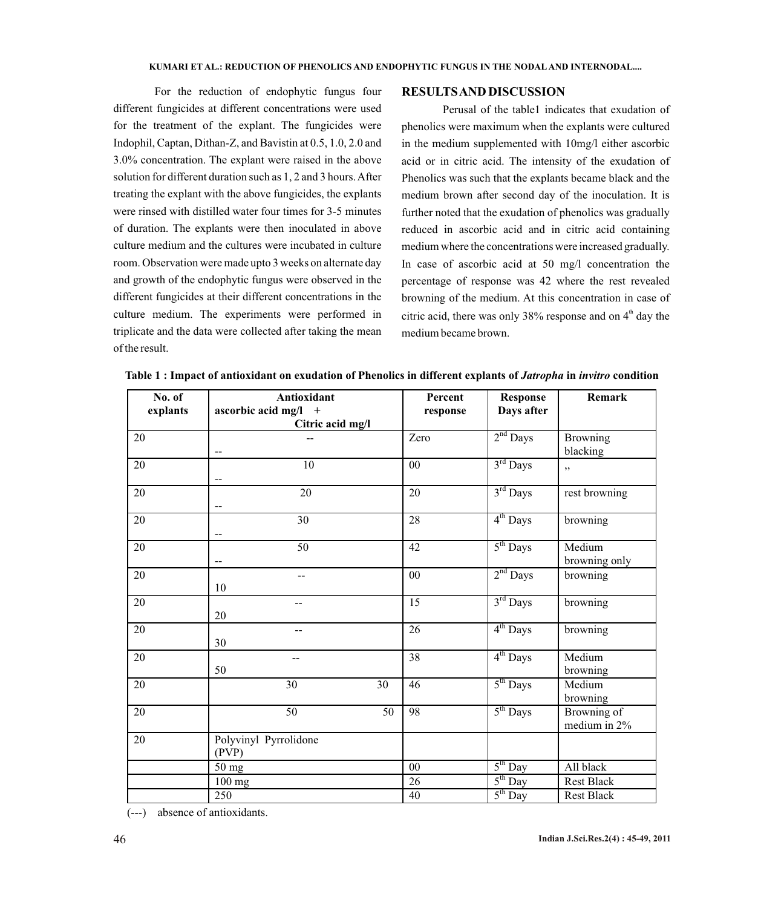For the reduction of endophytic fungus four different fungicides at different concentrations were used for the treatment of the explant. The fungicides were Indophil, Captan, Dithan-Z, and Bavistin at 0.5, 1.0, 2.0 and 3.0% concentration. The explant were raised in the above solution for different duration such as 1, 2 and 3 hours. After treating the explant with the above fungicides, the explants were rinsed with distilled water four times for 3-5 minutes of duration. The explants were then inoculated in above culture medium and the cultures were incubated in culture room. Observation were made upto 3 weeks on alternate day and growth of the endophytic fungus were observed in the different fungicides at their different concentrations in the culture medium. The experiments were performed in triplicate and the data were collected after taking the mean of the result.

## RESULTS AND DISCUSSION

Perusal of the table1 indicates that exudation of phenolics were maximum when the explants were cultured in the medium supplemented with 10mg/l either ascorbic acid or in citric acid. The intensity of the exudation of Phenolics was such that the explants became black and the medium brown after second day of the inoculation. It is further noted that the exudation of phenolics was gradually reduced in ascorbic acid and in citric acid containing medium where the concentrations were increased gradually. In case of ascorbic acid at 50 mg/l concentration the percentage of response was 42 where the rest revealed browning of the medium. At this concentration in case of citric acid, there was only 38% response and on 4[th] day the medium became brown.

**Table 1 : Impact of antioxidant on exudation of Phenolics in different explants of *Jatropha* in *invitro* condition**

| No. of explants | Antioxidant ascorbic acid mg/l | + Citric acid mg/l | Percent response | Response Days after | Remark |
|---|---|---|---|---|---|
| 20 | -- | -- | Zero | 2nd Days | Browning blacking |
| 20 | 10 | -- | 00 | 3rd Days | ,, |
| 20 | 20 | -- | 20 | 3rd Days | rest browning |
| 20 | 30 | -- | 28 | 4th Days | browning |
| 20 | 50 | -- | 42 | 5th Days | Medium browning only |
| 20 | -- | 10 | 00 | 2nd Days | browning |
| 20 | -- | 20 | 15 | 3rd Days | browning |
| 20 | -- | 30 | 26 | 4th Days | browning |
| 20 | -- | 50 | 38 | 4th Days | Medium browning |
| 20 | 30 | 30 | 46 | 5th Days | Medium browning |
| 20 | 50 | 50 | 98 | 5th Days | Browning of medium in 2% |
| 20 | Polyvinyl Pyrrolidone (PVP) | | | | |
| | 50 mg | | 00 | 5th Day | All black |
| | 100 mg | | 26 | 5th Day | Rest Black |
| | 250 | | 40 | 5th Day | Rest Black |

(---) absence of antioxidants.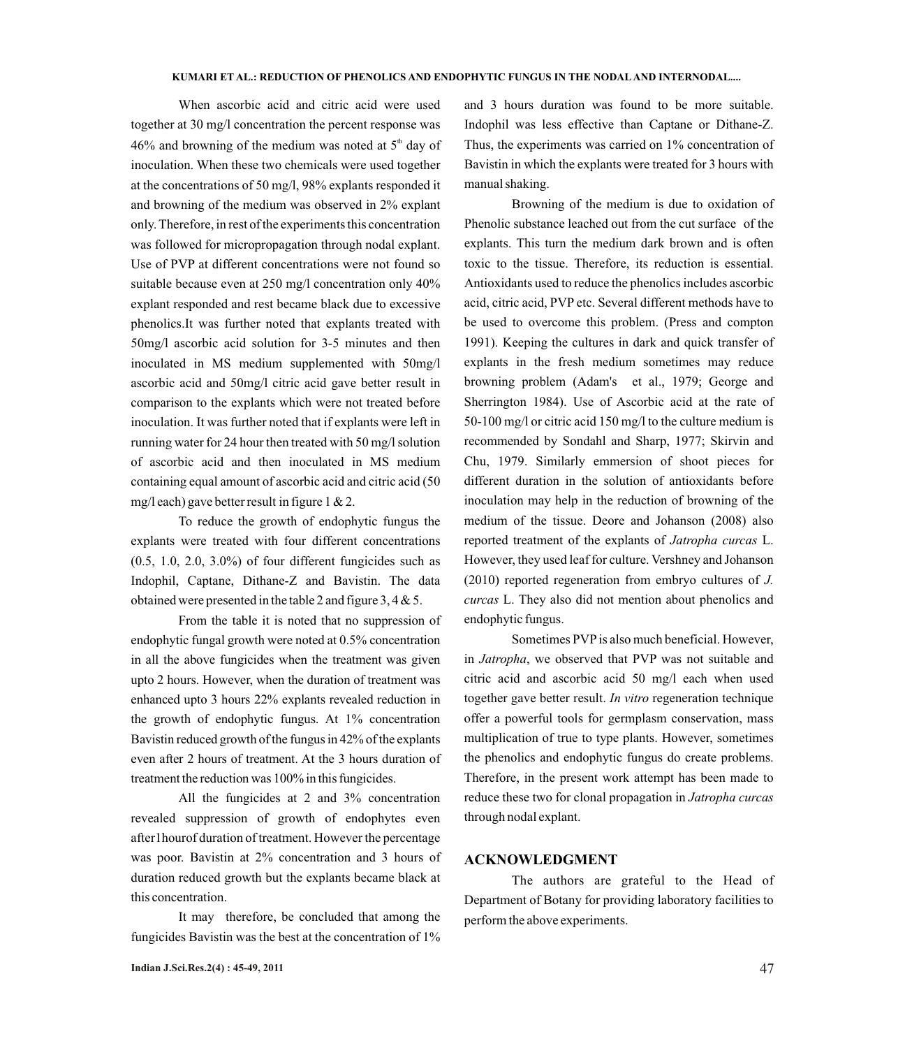When ascorbic acid and citric acid were used together at 30 mg/l concentration the percent response was 46% and browning of the medium was noted at 5$^{th}$ day of inoculation. When these two chemicals were used together at the concentrations of 50 mg/l, 98% explants responded it and browning of the medium was observed in 2% explant only. Therefore, in rest of the experiments this concentration was followed for micropropagation through nodal explant. Use of PVP at different concentrations were not found so suitable because even at 250 mg/l concentration only 40% explant responded and rest became black due to excessive phenolics.It was further noted that explants treated with 50mg/l ascorbic acid solution for 3-5 minutes and then inoculated in MS medium supplemented with 50mg/l ascorbic acid and 50mg/l citric acid gave better result in comparison to the explants which were not treated before inoculation. It was further noted that if explants were left in running water for 24 hour then treated with 50 mg/l solution of ascorbic acid and then inoculated in MS medium containing equal amount of ascorbic acid and citric acid (50 mg/l each) gave better result in figure 1 & 2.

To reduce the growth of endophytic fungus the explants were treated with four different concentrations (0.5, 1.0, 2.0, 3.0%) of four different fungicides such as Indophil, Captane, Dithane-Z and Bavistin. The data obtained were presented in the table 2 and figure 3, 4 & 5.

From the table it is noted that no suppression of endophytic fungal growth were noted at 0.5% concentration in all the above fungicides when the treatment was given upto 2 hours. However, when the duration of treatment was enhanced upto 3 hours 22% explants revealed reduction in the growth of endophytic fungus. At 1% concentration Bavistin reduced growth of the fungus in 42% of the explants even after 2 hours of treatment. At the 3 hours duration of treatment the reduction was 100% in this fungicides.

All the fungicides at 2 and 3% concentration revealed suppression of growth of endophytes even after1hourof duration of treatment. However the percentage was poor. Bavistin at 2% concentration and 3 hours of duration reduced growth but the explants became black at this concentration.

It may therefore, be concluded that among the fungicides Bavistin was the best at the concentration of 1% and 3 hours duration was found to be more suitable. Indophil was less effective than Captane or Dithane-Z. Thus, the experiments was carried on 1% concentration of Bavistin in which the explants were treated for 3 hours with manual shaking.

Browning of the medium is due to oxidation of Phenolic substance leached out from the cut surface of the explants. This turn the medium dark brown and is often toxic to the tissue. Therefore, its reduction is essential. Antioxidants used to reduce the phenolics includes ascorbic acid, citric acid, PVP etc. Several different methods have to be used to overcome this problem. (Press and compton 1991). Keeping the cultures in dark and quick transfer of explants in the fresh medium sometimes may reduce browning problem (Adam's et al., 1979; George and Sherrington 1984). Use of Ascorbic acid at the rate of 50-100 mg/l or citric acid 150 mg/l to the culture medium is recommended by Sondahl and Sharp, 1977; Skirvin and Chu, 1979. Similarly emmersion of shoot pieces for different duration in the solution of antioxidants before inoculation may help in the reduction of browning of the medium of the tissue. Deore and Johanson (2008) also reported treatment of the explants of *Jatropha curcas* L. However, they used leaf for culture. Vershney and Johanson (2010) reported regeneration from embryo cultures of *J. curcas* L. They also did not mention about phenolics and endophytic fungus.

Sometimes PVP is also much beneficial. However, in *Jatropha*, we observed that PVP was not suitable and citric acid and ascorbic acid 50 mg/l each when used together gave better result. *In vitro* regeneration technique offer a powerful tools for germplasm conservation, mass multiplication of true to type plants. However, sometimes the phenolics and endophytic fungus do create problems. Therefore, in the present work attempt has been made to reduce these two for clonal propagation in *Jatropha curcas* through nodal explant.

## ACKNOWLEDGMENT

The authors are grateful to the Head of Department of Botany for providing laboratory facilities to perform the above experiments.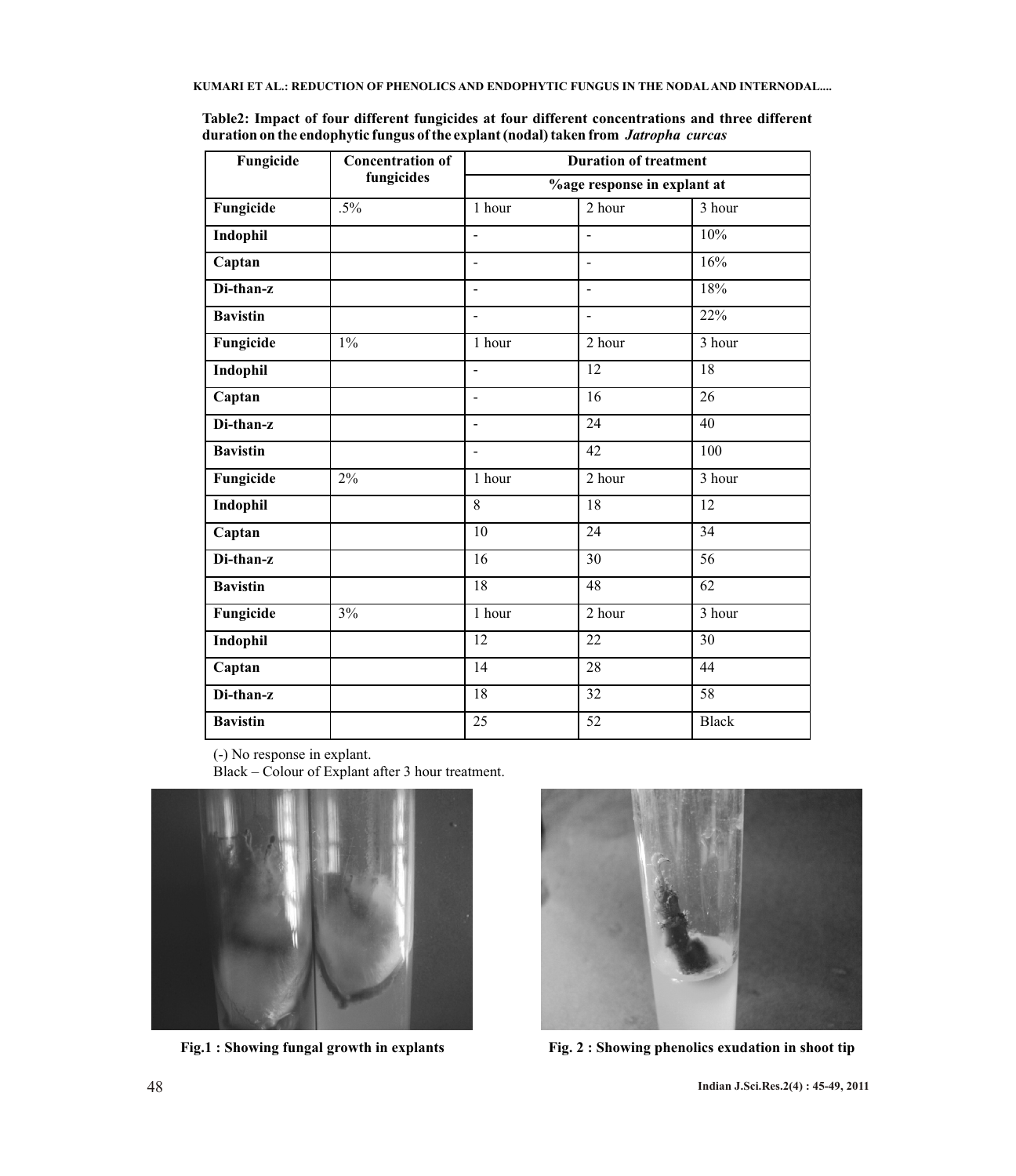**Table2: Impact of four different fungicides at four different concentrations and three different duration on the endophytic fungus of the explant (nodal) taken from *Jatropha curcas***

| Fungicide | Concentration of fungicides | Duration of treatment | | |
|---|---|---|---|---|
| | | %age response in explant at | | |
| **Fungicide** | .5% | 1 hour | 2 hour | 3 hour |
| **Indophil** | | - | - | 10% |
| **Captan** | | - | - | 16% |
| **Di-than-z** | | - | - | 18% |
| **Bavistin** | | - | - | 22% |
| **Fungicide** | 1% | 1 hour | 2 hour | 3 hour |
| **Indophil** | | - | 12 | 18 |
| **Captan** | | - | 16 | 26 |
| **Di-than-z** | | - | 24 | 40 |
| **Bavistin** | | - | 42 | 100 |
| **Fungicide** | 2% | 1 hour | 2 hour | 3 hour |
| **Indophil** | | 8 | 18 | 12 |
| **Captan** | | 10 | 24 | 34 |
| **Di-than-z** | | 16 | 30 | 56 |
| **Bavistin** | | 18 | 48 | 62 |
| **Fungicide** | 3% | 1 hour | 2 hour | 3 hour |
| **Indophil** | | 12 | 22 | 30 |
| **Captan** | | 14 | 28 | 44 |
| **Di-than-z** | | 18 | 32 | 58 |
| **Bavistin** | | 25 | 52 | Black |

(-) No response in explant.
Black – Colour of Explant after 3 hour treatment.

**Fig.1 : Showing fungal growth in explants**

**Fig. 2 : Showing phenolics exudation in shoot tip**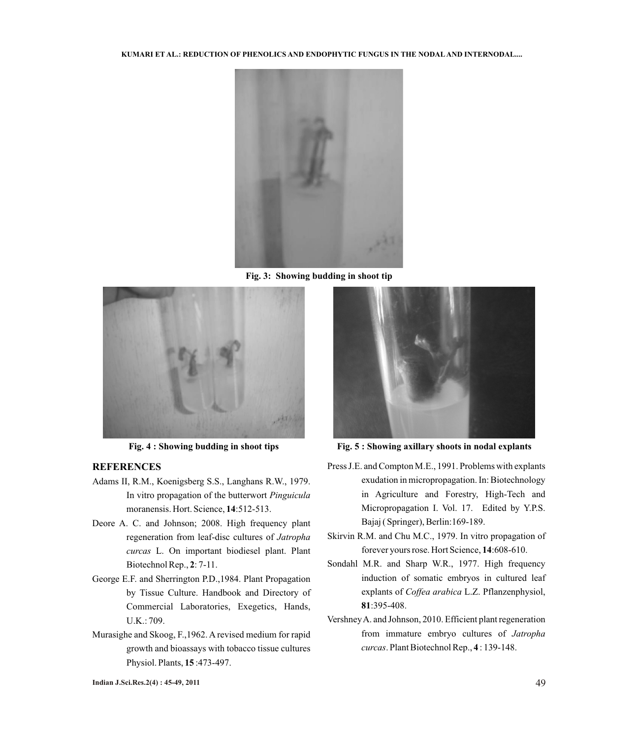Fig. 3: Showing budding in shoot tip

Fig. 4 : Showing budding in shoot tips

Fig. 5 : Showing axillary shoots in nodal explants

## REFERENCES

Adams II, R.M., Koenigsberg S.S., Langhans R.W., 1979. In vitro propagation of the butterwort *Pinguicula* moranensis. Hort. Science, **14**:512-513.

Deore A. C. and Johnson; 2008. High frequency plant regeneration from leaf-disc cultures of *Jatropha curcas* L. On important biodiesel plant. Plant Biotechnol Rep., **2**: 7-11.

George E.F. and Sherrington P.D.,1984. Plant Propagation by Tissue Culture. Handbook and Directory of Commercial Laboratories, Exegetics, Hands, U.K.: 709.

Murasighe and Skoog, F.,1962. A revised medium for rapid growth and bioassays with tobacco tissue cultures Physiol. Plants, **15** :473-497.

Press J.E. and Compton M.E., 1991. Problems with explants exudation in micropropagation. In: Biotechnology in Agriculture and Forestry, High-Tech and Micropropagation I. Vol. 17. Edited by Y.P.S. Bajaj ( Springer), Berlin:169-189.

Skirvin R.M. and Chu M.C., 1979. In vitro propagation of forever yours rose. Hort Science, **14**:608-610.

Sondahl M.R. and Sharp W.R., 1977. High frequency induction of somatic embryos in cultured leaf explants of *Coffea arabica* L.Z. Pflanzenphysiol, **81**:395-408.

Vershney A. and Johnson, 2010. Efficient plant regeneration from immature embryo cultures of *Jatropha curcas*. Plant Biotechnol Rep., **4** : 139-148.